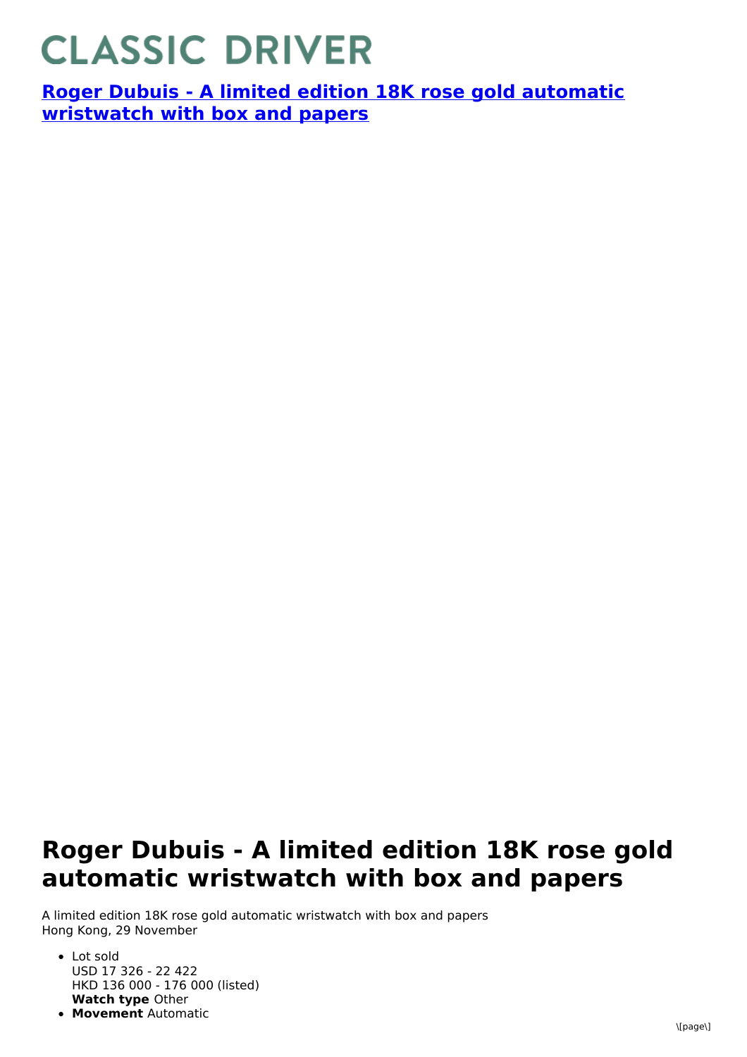# CLASSIC DRIVER

**[Roger Dubuis - A limited edition 18K rose gold automatic wristwatch with box and papers]()**

# Roger Dubuis - A limited edition 18K rose gold automatic wristwatch with box and papers

A limited edition 18K rose gold automatic wristwatch with box and papers
Hong Kong, 29 November

- Lot sold
  USD 17 326 - 22 422
  HKD 136 000 - 176 000 (listed)
  **Watch type** Other
- **Movement** Automatic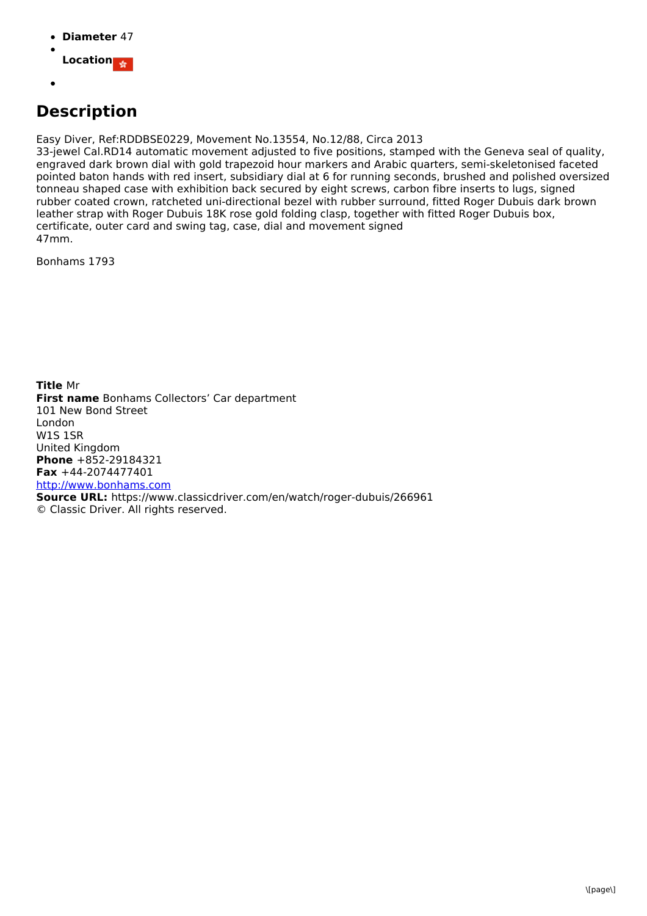- **Diameter** 47
- **Location**
-

## Description

Easy Diver, Ref:RDDBSE0229, Movement No.13554, No.12/88, Circa 2013
33-jewel Cal.RD14 automatic movement adjusted to five positions, stamped with the Geneva seal of quality, engraved dark brown dial with gold trapezoid hour markers and Arabic quarters, semi-skeletonised faceted pointed baton hands with red insert, subsidiary dial at 6 for running seconds, brushed and polished oversized tonneau shaped case with exhibition back secured by eight screws, carbon fibre inserts to lugs, signed rubber coated crown, ratcheted uni-directional bezel with rubber surround, fitted Roger Dubuis dark brown leather strap with Roger Dubuis 18K rose gold folding clasp, together with fitted Roger Dubuis box, certificate, outer card and swing tag, case, dial and movement signed
47mm.

Bonhams 1793

**Title** Mr
**First name** Bonhams Collectors' Car department
101 New Bond Street
London
W1S 1SR
United Kingdom
**Phone** +852-29184321
**Fax** +44-2074477401
[http://www.bonhams.com](http://www.bonhams.com)
**Source URL:** https://www.classicdriver.com/en/watch/roger-dubuis/266961
© Classic Driver. All rights reserved.